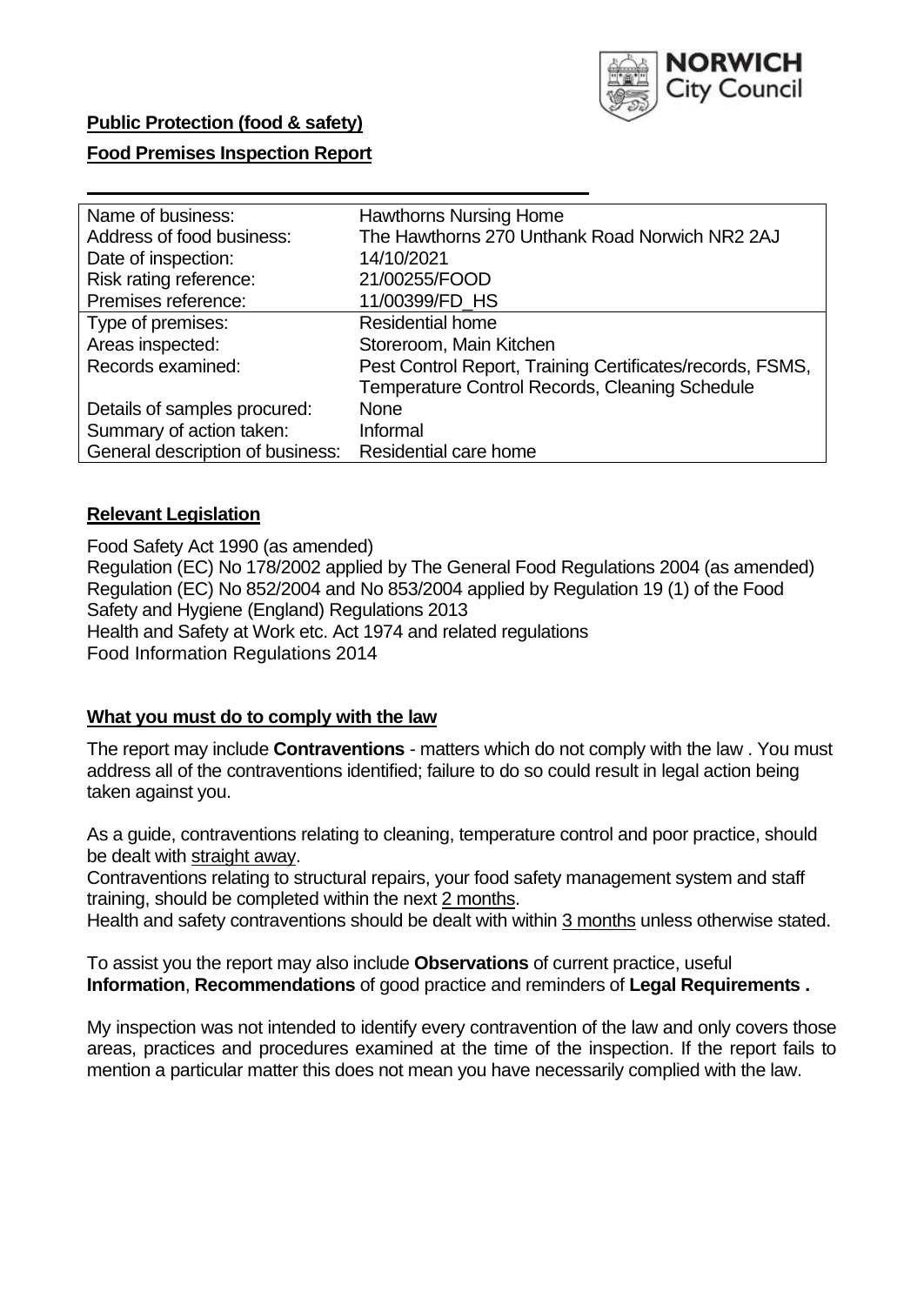**Public Protection (food & safety)**

**Food Premises Inspection Report**

| Name of business: | Hawthorns Nursing Home |
| --- | --- |
| Address of food business: | The Hawthorns 270 Unthank Road Norwich NR2 2AJ |
| Date of inspection: | 14/10/2021 |
| Risk rating reference: | 21/00255/FOOD |
| Premises reference: | 11/00399/FD_HS |
| Type of premises: | Residential home |
| Areas inspected: | Storeroom, Main Kitchen |
| Records examined: | Pest Control Report, Training Certificates/records, FSMS, Temperature Control Records, Cleaning Schedule |
| Details of samples procured: | None |
| Summary of action taken: | Informal |
| General description of business: | Residential care home |

## **Relevant Legislation**

Food Safety Act 1990 (as amended)
Regulation (EC) No 178/2002 applied by The General Food Regulations 2004 (as amended)
Regulation (EC) No 852/2004 and No 853/2004 applied by Regulation 19 (1) of the Food Safety and Hygiene (England) Regulations 2013
Health and Safety at Work etc. Act 1974 and related regulations
Food Information Regulations 2014

## **What you must do to comply with the law**

The report may include **Contraventions** - matters which do not comply with the law . You must address all of the contraventions identified; failure to do so could result in legal action being taken against you.

As a guide, contraventions relating to cleaning, temperature control and poor practice, should be dealt with straight away.

Contraventions relating to structural repairs, your food safety management system and staff training, should be completed within the next 2 months.

Health and safety contraventions should be dealt with within 3 months unless otherwise stated.

To assist you the report may also include **Observations** of current practice, useful **Information**, **Recommendations** of good practice and reminders of **Legal Requirements .**

My inspection was not intended to identify every contravention of the law and only covers those areas, practices and procedures examined at the time of the inspection. If the report fails to mention a particular matter this does not mean you have necessarily complied with the law.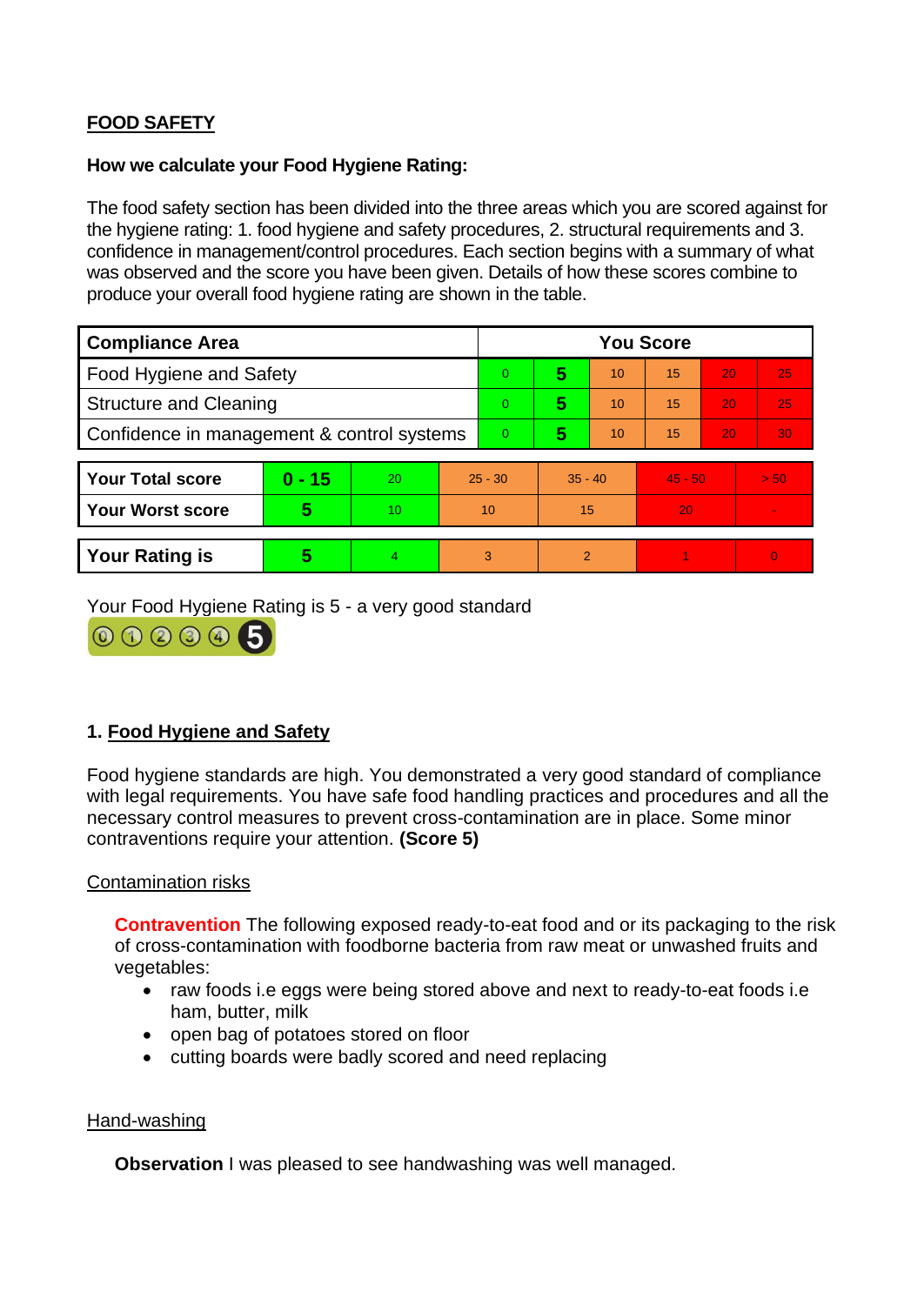**FOOD SAFETY**

**How we calculate your Food Hygiene Rating:**

The food safety section has been divided into the three areas which you are scored against for the hygiene rating: 1. food hygiene and safety procedures, 2. structural requirements and 3. confidence in management/control procedures. Each section begins with a summary of what was observed and the score you have been given. Details of how these scores combine to produce your overall food hygiene rating are shown in the table.

| Compliance Area | You Score | | | | | |
|---|---|---|---|---|---|---|
| Food Hygiene and Safety | 0 | **5** | 10 | 15 | 20 | 25 |
| Structure and Cleaning | 0 | **5** | 10 | 15 | 20 | 25 |
| Confidence in management & control systems | 0 | **5** | 10 | 15 | 20 | 30 |

| | | | | | | |
|---|---|---|---|---|---|---|
| **Your Total score** | **0 - 15** | 20 | 25 - 30 | 35 - 40 | 45 - 50 | > 50 |
| **Your Worst score** | **5** | 10 | 10 | 15 | 20 | - |

| | | | | | | |
|---|---|---|---|---|---|---|
| **Your Rating is** | **5** | 4 | 3 | 2 | 1 | 0 |

Your Food Hygiene Rating is 5 - a very good standard

## 1. Food Hygiene and Safety

Food hygiene standards are high. You demonstrated a very good standard of compliance with legal requirements. You have safe food handling practices and procedures and all the necessary control measures to prevent cross-contamination are in place. Some minor contraventions require your attention. **(Score 5)**

Contamination risks

**Contravention** The following exposed ready-to-eat food and or its packaging to the risk of cross-contamination with foodborne bacteria from raw meat or unwashed fruits and vegetables:

- raw foods i.e eggs were being stored above and next to ready-to-eat foods i.e ham, butter, milk
- open bag of potatoes stored on floor
- cutting boards were badly scored and need replacing

Hand-washing

**Observation** I was pleased to see handwashing was well managed.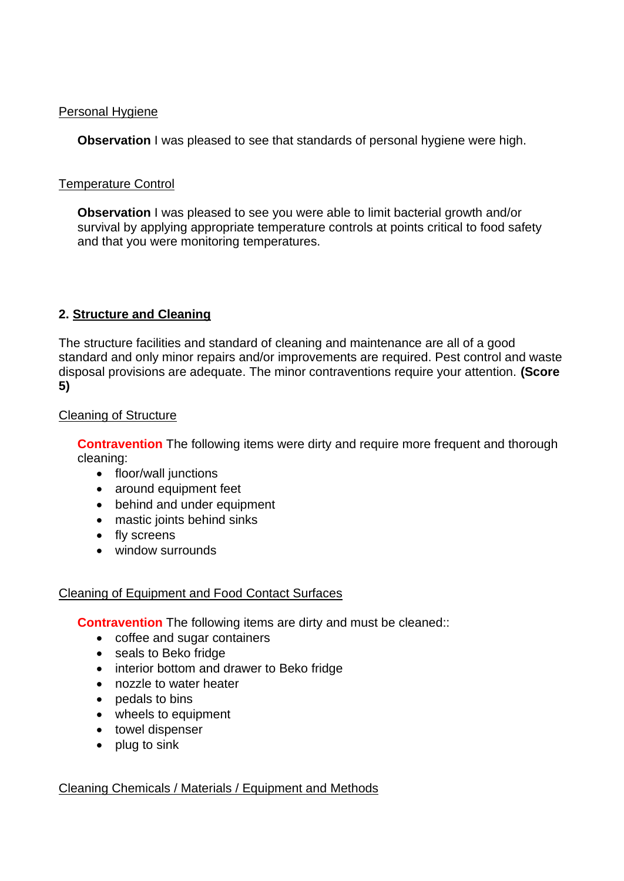Personal Hygiene

**Observation** I was pleased to see that standards of personal hygiene were high.

Temperature Control

**Observation** I was pleased to see you were able to limit bacterial growth and/or survival by applying appropriate temperature controls at points critical to food safety and that you were monitoring temperatures.

## 2. Structure and Cleaning

The structure facilities and standard of cleaning and maintenance are all of a good standard and only minor repairs and/or improvements are required. Pest control and waste disposal provisions are adequate. The minor contraventions require your attention. **(Score 5)**

Cleaning of Structure

**Contravention** The following items were dirty and require more frequent and thorough cleaning:

- floor/wall junctions
- around equipment feet
- behind and under equipment
- mastic joints behind sinks
- fly screens
- window surrounds

Cleaning of Equipment and Food Contact Surfaces

**Contravention** The following items are dirty and must be cleaned::

- coffee and sugar containers
- seals to Beko fridge
- interior bottom and drawer to Beko fridge
- nozzle to water heater
- pedals to bins
- wheels to equipment
- towel dispenser
- plug to sink

Cleaning Chemicals / Materials / Equipment and Methods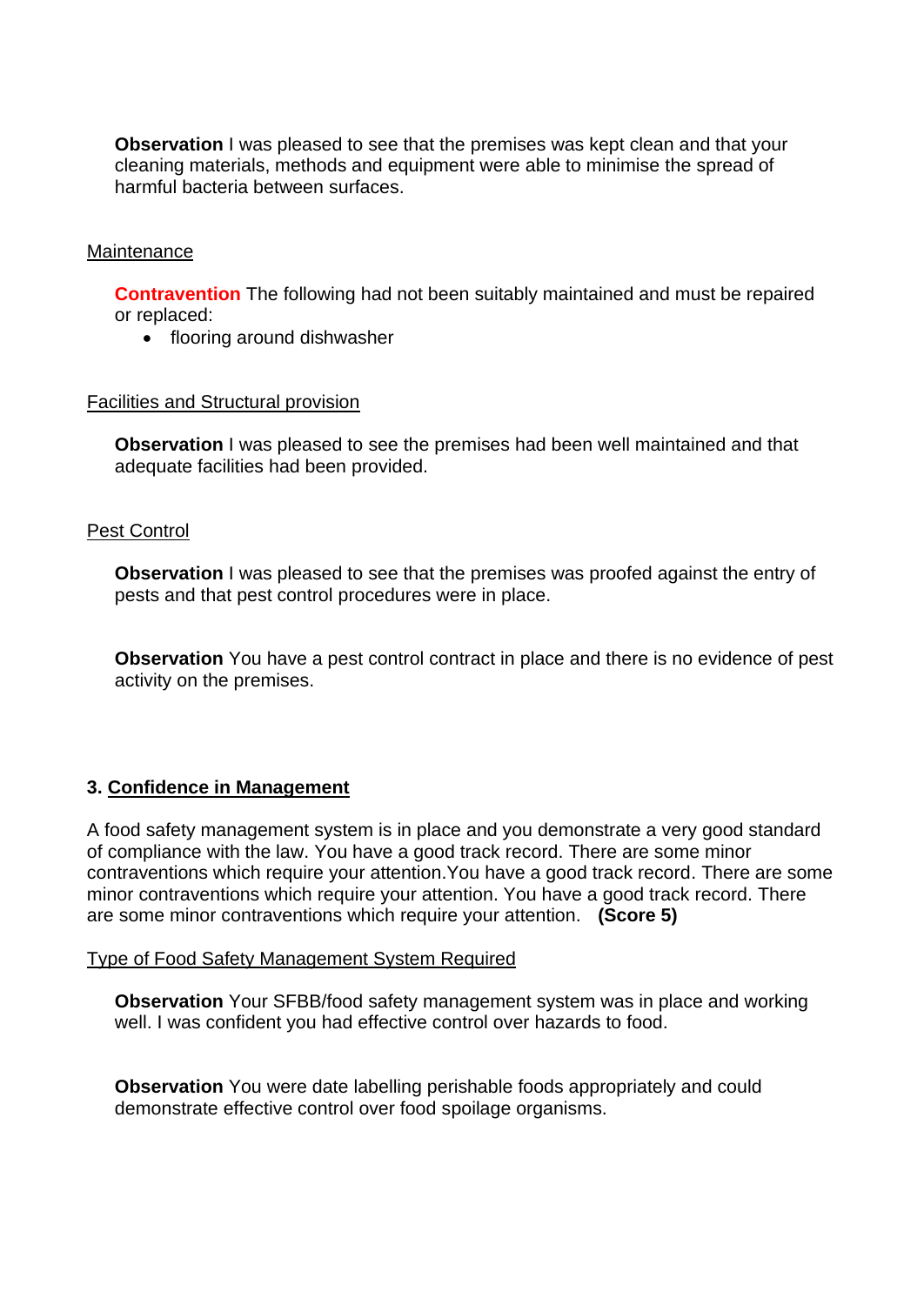**Observation** I was pleased to see that the premises was kept clean and that your cleaning materials, methods and equipment were able to minimise the spread of harmful bacteria between surfaces.

Maintenance

**Contravention** The following had not been suitably maintained and must be repaired or replaced:

- flooring around dishwasher

Facilities and Structural provision

**Observation** I was pleased to see the premises had been well maintained and that adequate facilities had been provided.

Pest Control

**Observation** I was pleased to see that the premises was proofed against the entry of pests and that pest control procedures were in place.

**Observation** You have a pest control contract in place and there is no evidence of pest activity on the premises.

## 3. Confidence in Management

A food safety management system is in place and you demonstrate a very good standard of compliance with the law. You have a good track record. There are some minor contraventions which require your attention.You have a good track record. There are some minor contraventions which require your attention. You have a good track record. There are some minor contraventions which require your attention. **(Score 5)**

Type of Food Safety Management System Required

**Observation** Your SFBB/food safety management system was in place and working well. I was confident you had effective control over hazards to food.

**Observation** You were date labelling perishable foods appropriately and could demonstrate effective control over food spoilage organisms.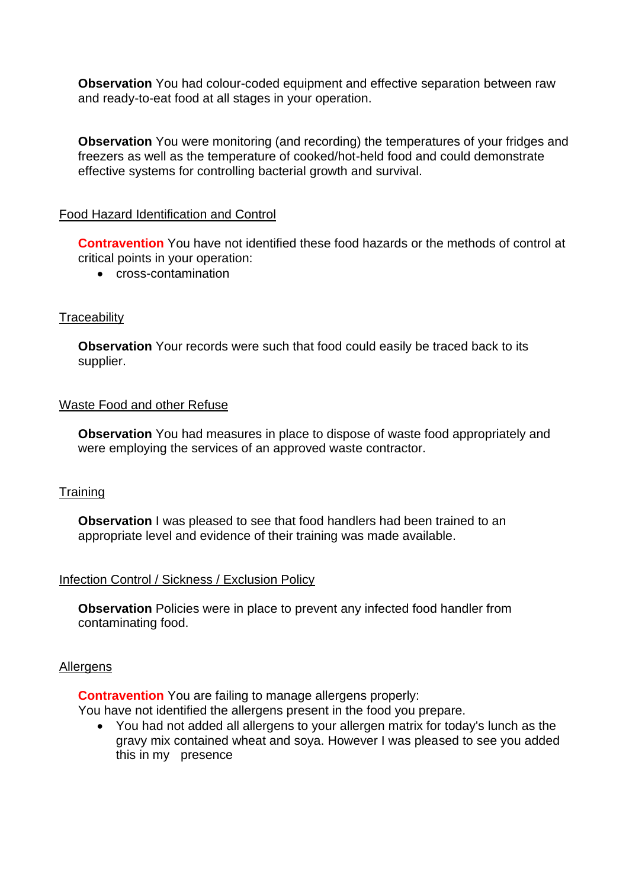**Observation** You had colour-coded equipment and effective separation between raw and ready-to-eat food at all stages in your operation.

**Observation** You were monitoring (and recording) the temperatures of your fridges and freezers as well as the temperature of cooked/hot-held food and could demonstrate effective systems for controlling bacterial growth and survival.

Food Hazard Identification and Control

**Contravention** You have not identified these food hazards or the methods of control at critical points in your operation:

- cross-contamination

Traceability

**Observation** Your records were such that food could easily be traced back to its supplier.

Waste Food and other Refuse

**Observation** You had measures in place to dispose of waste food appropriately and were employing the services of an approved waste contractor.

Training

**Observation** I was pleased to see that food handlers had been trained to an appropriate level and evidence of their training was made available.

Infection Control / Sickness / Exclusion Policy

**Observation** Policies were in place to prevent any infected food handler from contaminating food.

Allergens

**Contravention** You are failing to manage allergens properly:
You have not identified the allergens present in the food you prepare.

- You had not added all allergens to your allergen matrix for today's lunch as the gravy mix contained wheat and soya. However I was pleased to see you added this in my presence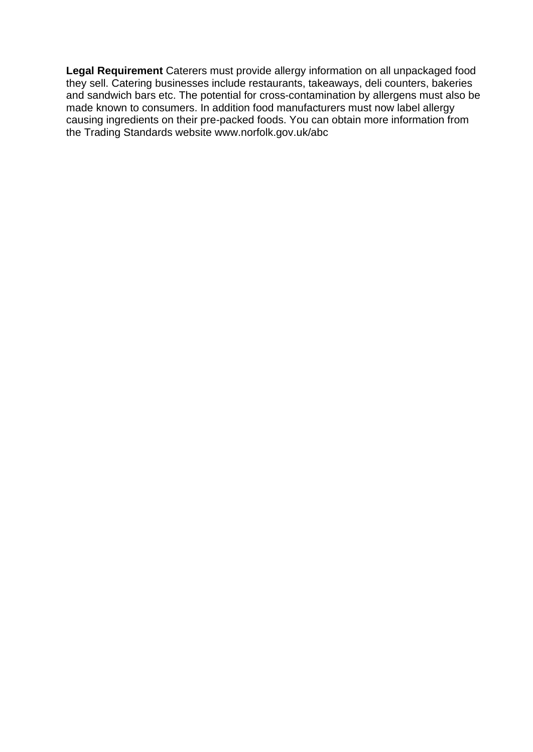**Legal Requirement** Caterers must provide allergy information on all unpackaged food they sell. Catering businesses include restaurants, takeaways, deli counters, bakeries and sandwich bars etc. The potential for cross-contamination by allergens must also be made known to consumers. In addition food manufacturers must now label allergy causing ingredients on their pre-packed foods. You can obtain more information from the Trading Standards website www.norfolk.gov.uk/abc